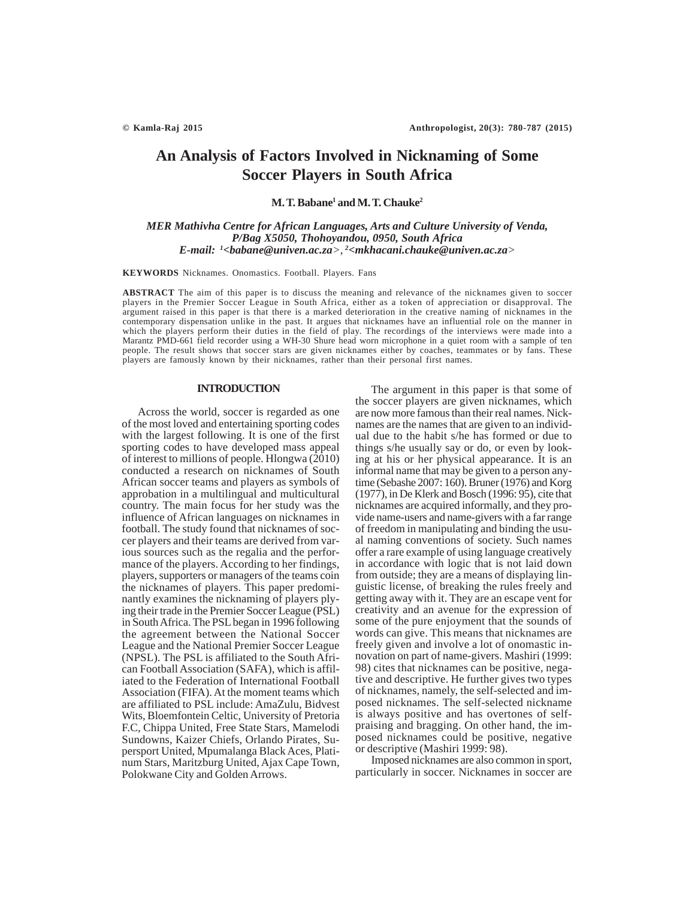# An Analysis of Factors Involved in Nicknaming of Some Soccer Players in South Africa

**M. T. Babane[1] and M. T. Chauke[2]**

*MER Mathivha Centre for African Languages, Arts and Culture University of Venda, P/Bag X5050, Thohoyandou, 0950, South Africa*
*E-mail: [1]<babane@univen.ac.za>, [2]<mkhacani.chauke@univen.ac.za>*

**KEYWORDS** Nicknames. Onomastics. Football. Players. Fans

**ABSTRACT** The aim of this paper is to discuss the meaning and relevance of the nicknames given to soccer players in the Premier Soccer League in South Africa, either as a token of appreciation or disapproval. The argument raised in this paper is that there is a marked deterioration in the creative naming of nicknames in the contemporary dispensation unlike in the past. It argues that nicknames have an influential role on the manner in which the players perform their duties in the field of play. The recordings of the interviews were made into a Marantz PMD-661 field recorder using a WH-30 Shure head worn microphone in a quiet room with a sample of ten people. The result shows that soccer stars are given nicknames either by coaches, teammates or by fans. These players are famously known by their nicknames, rather than their personal first names.

## INTRODUCTION

Across the world, soccer is regarded as one of the most loved and entertaining sporting codes with the largest following. It is one of the first sporting codes to have developed mass appeal of interest to millions of people. Hlongwa (2010) conducted a research on nicknames of South African soccer teams and players as symbols of approbation in a multilingual and multicultural country. The main focus for her study was the influence of African languages on nicknames in football. The study found that nicknames of soccer players and their teams are derived from various sources such as the regalia and the performance of the players. According to her findings, players, supporters or managers of the teams coin the nicknames of players. This paper predominantly examines the nicknaming of players plying their trade in the Premier Soccer League (PSL) in South Africa. The PSL began in 1996 following the agreement between the National Soccer League and the National Premier Soccer League (NPSL). The PSL is affiliated to the South African Football Association (SAFA), which is affiliated to the Federation of International Football Association (FIFA). At the moment teams which are affiliated to PSL include: AmaZulu, Bidvest Wits, Bloemfontein Celtic, University of Pretoria F.C, Chippa United, Free State Stars, Mamelodi Sundowns, Kaizer Chiefs, Orlando Pirates, Supersport United, Mpumalanga Black Aces, Platinum Stars, Maritzburg United, Ajax Cape Town, Polokwane City and Golden Arrows.

The argument in this paper is that some of the soccer players are given nicknames, which are now more famous than their real names. Nicknames are the names that are given to an individual due to the habit s/he has formed or due to things s/he usually say or do, or even by looking at his or her physical appearance. It is an informal name that may be given to a person anytime (Sebashe 2007: 160). Bruner (1976) and Korg (1977), in De Klerk and Bosch (1996: 95), cite that nicknames are acquired informally, and they provide name-users and name-givers with a far range of freedom in manipulating and binding the usual naming conventions of society. Such names offer a rare example of using language creatively in accordance with logic that is not laid down from outside; they are a means of displaying linguistic license, of breaking the rules freely and getting away with it. They are an escape vent for creativity and an avenue for the expression of some of the pure enjoyment that the sounds of words can give. This means that nicknames are freely given and involve a lot of onomastic innovation on part of name-givers. Mashiri (1999: 98) cites that nicknames can be positive, negative and descriptive. He further gives two types of nicknames, namely, the self-selected and imposed nicknames. The self-selected nickname is always positive and has overtones of self-praising and bragging. On other hand, the imposed nicknames could be positive, negative or descriptive (Mashiri 1999: 98).

Imposed nicknames are also common in sport, particularly in soccer. Nicknames in soccer are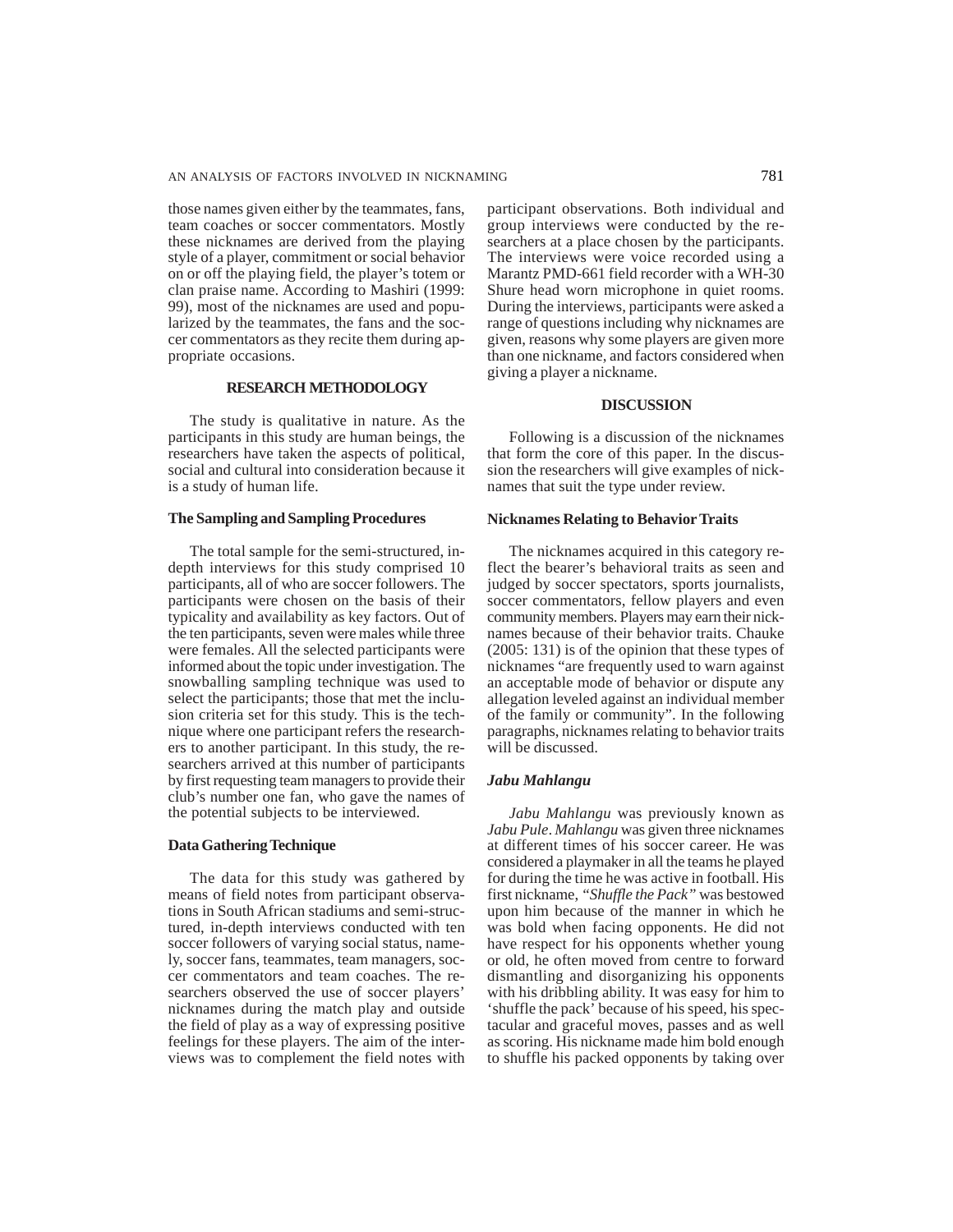those names given either by the teammates, fans, team coaches or soccer commentators. Mostly these nicknames are derived from the playing style of a player, commitment or social behavior on or off the playing field, the player's totem or clan praise name. According to Mashiri (1999: 99), most of the nicknames are used and popularized by the teammates, the fans and the soccer commentators as they recite them during appropriate occasions.

## RESEARCH METHODOLOGY

The study is qualitative in nature. As the participants in this study are human beings, the researchers have taken the aspects of political, social and cultural into consideration because it is a study of human life.

### The Sampling and Sampling Procedures

The total sample for the semi-structured, in-depth interviews for this study comprised 10 participants, all of who are soccer followers. The participants were chosen on the basis of their typicality and availability as key factors. Out of the ten participants, seven were males while three were females. All the selected participants were informed about the topic under investigation. The snowballing sampling technique was used to select the participants; those that met the inclusion criteria set for this study. This is the technique where one participant refers the researchers to another participant. In this study, the researchers arrived at this number of participants by first requesting team managers to provide their club's number one fan, who gave the names of the potential subjects to be interviewed.

### Data Gathering Technique

The data for this study was gathered by means of field notes from participant observations in South African stadiums and semi-structured, in-depth interviews conducted with ten soccer followers of varying social status, namely, soccer fans, teammates, team managers, soccer commentators and team coaches. The researchers observed the use of soccer players' nicknames during the match play and outside the field of play as a way of expressing positive feelings for these players. The aim of the interviews was to complement the field notes with participant observations. Both individual and group interviews were conducted by the researchers at a place chosen by the participants. The interviews were voice recorded using a Marantz PMD-661 field recorder with a WH-30 Shure head worn microphone in quiet rooms. During the interviews, participants were asked a range of questions including why nicknames are given, reasons why some players are given more than one nickname, and factors considered when giving a player a nickname.

## DISCUSSION

Following is a discussion of the nicknames that form the core of this paper. In the discussion the researchers will give examples of nicknames that suit the type under review.

### Nicknames Relating to Behavior Traits

The nicknames acquired in this category reflect the bearer's behavioral traits as seen and judged by soccer spectators, sports journalists, soccer commentators, fellow players and even community members. Players may earn their nicknames because of their behavior traits. Chauke (2005: 131) is of the opinion that these types of nicknames "are frequently used to warn against an acceptable mode of behavior or dispute any allegation leveled against an individual member of the family or community". In the following paragraphs, nicknames relating to behavior traits will be discussed.

#### *Jabu Mahlangu*

*Jabu Mahlangu* was previously known as *Jabu Pule*. *Mahlangu* was given three nicknames at different times of his soccer career. He was considered a playmaker in all the teams he played for during the time he was active in football. His first nickname, "*Shuffle the Pack*" was bestowed upon him because of the manner in which he was bold when facing opponents. He did not have respect for his opponents whether young or old, he often moved from centre to forward dismantling and disorganizing his opponents with his dribbling ability. It was easy for him to 'shuffle the pack' because of his speed, his spectacular and graceful moves, passes and as well as scoring. His nickname made him bold enough to shuffle his packed opponents by taking over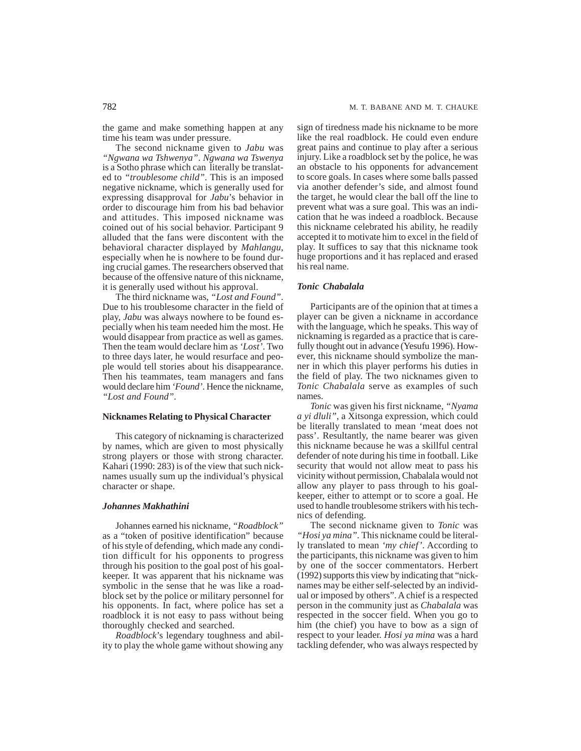the game and make something happen at any time his team was under pressure.

The second nickname given to *Jabu* was *"Ngwana wa Tshwenya"*. *Ngwana wa Tswenya* is a Sotho phrase which can literally be translated to *"troublesome child"*. This is an imposed negative nickname, which is generally used for expressing disapproval for *Jabu*'s behavior in order to discourage him from his bad behavior and attitudes. This imposed nickname was coined out of his social behavior. Participant 9 alluded that the fans were discontent with the behavioral character displayed by *Mahlangu*, especially when he is nowhere to be found during crucial games. The researchers observed that because of the offensive nature of this nickname, it is generally used without his approval.

The third nickname was, *"Lost and Found"*. Due to his troublesome character in the field of play, *Jabu* was always nowhere to be found especially when his team needed him the most. He would disappear from practice as well as games. Then the team would declare him as *'Lost'*. Two to three days later, he would resurface and people would tell stories about his disappearance. Then his teammates, team managers and fans would declare him *'Found'*. Hence the nickname, *"Lost and Found"*.

### Nicknames Relating to Physical Character

This category of nicknaming is characterized by names, which are given to most physically strong players or those with strong character. Kahari (1990: 283) is of the view that such nicknames usually sum up the individual's physical character or shape.

#### *Johannes Makhathini*

Johannes earned his nickname, *"Roadblock"* as a "token of positive identification" because of his style of defending, which made any condition difficult for his opponents to progress through his position to the goal post of his goalkeeper. It was apparent that his nickname was symbolic in the sense that he was like a roadblock set by the police or military personnel for his opponents. In fact, where police has set a roadblock it is not easy to pass without being thoroughly checked and searched.

*Roadblock*'s legendary toughness and ability to play the whole game without showing any sign of tiredness made his nickname to be more like the real roadblock. He could even endure great pains and continue to play after a serious injury. Like a roadblock set by the police, he was an obstacle to his opponents for advancement to score goals. In cases where some balls passed via another defender's side, and almost found the target, he would clear the ball off the line to prevent what was a sure goal. This was an indication that he was indeed a roadblock. Because this nickname celebrated his ability, he readily accepted it to motivate him to excel in the field of play. It suffices to say that this nickname took huge proportions and it has replaced and erased his real name.

#### *Tonic Chabalala*

Participants are of the opinion that at times a player can be given a nickname in accordance with the language, which he speaks. This way of nicknaming is regarded as a practice that is carefully thought out in advance (Yesufu 1996). However, this nickname should symbolize the manner in which this player performs his duties in the field of play. The two nicknames given to *Tonic Chabalala* serve as examples of such names.

*Tonic* was given his first nickname, *"Nyama a yi dluli"*, a Xitsonga expression, which could be literally translated to mean 'meat does not pass'. Resultantly, the name bearer was given this nickname because he was a skillful central defender of note during his time in football. Like security that would not allow meat to pass his vicinity without permission, Chabalala would not allow any player to pass through to his goalkeeper, either to attempt or to score a goal. He used to handle troublesome strikers with his technics of defending.

The second nickname given to *Tonic* was *"Hosi ya mina"*. This nickname could be literally translated to mean *'my chief'*. According to the participants, this nickname was given to him by one of the soccer commentators. Herbert (1992) supports this view by indicating that "nicknames may be either self-selected by an individual or imposed by others". A chief is a respected person in the community just as *Chabalala* was respected in the soccer field. When you go to him (the chief) you have to bow as a sign of respect to your leader. *Hosi ya mina* was a hard tackling defender, who was always respected by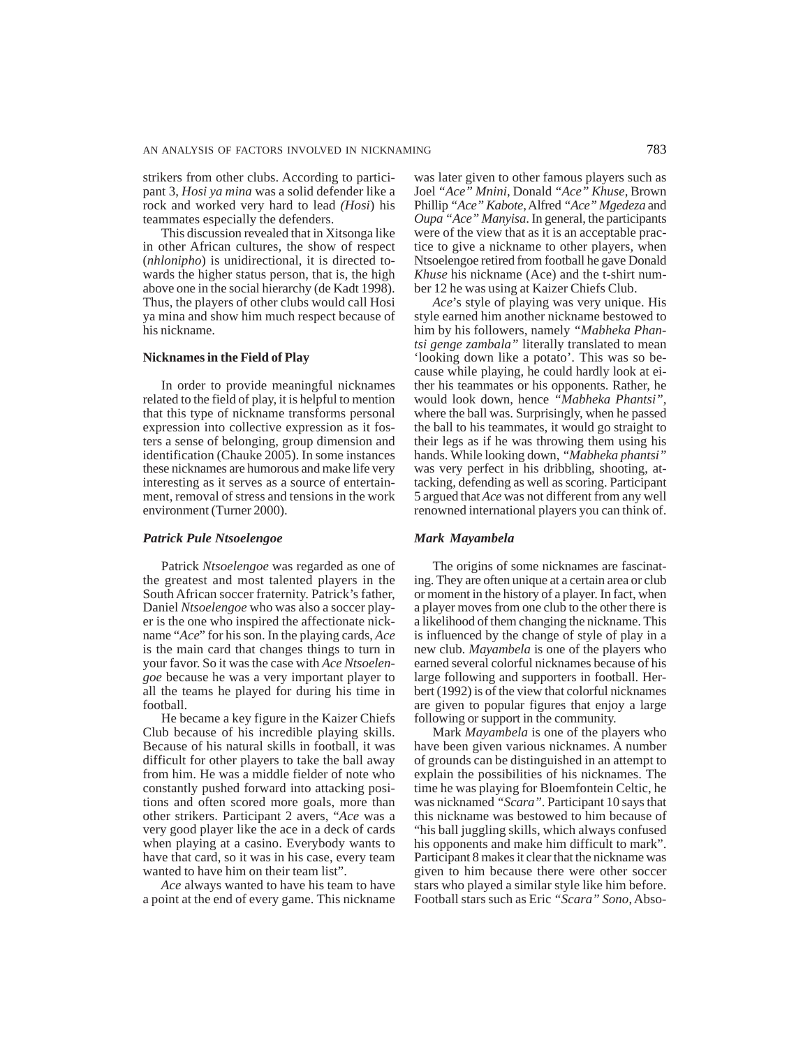strikers from other clubs. According to participant 3, *Hosi ya mina* was a solid defender like a rock and worked very hard to lead *(Hosi*) his teammates especially the defenders.

This discussion revealed that in Xitsonga like in other African cultures, the show of respect (*nhlonipho*) is unidirectional, it is directed towards the higher status person, that is, the high above one in the social hierarchy (de Kadt 1998). Thus, the players of other clubs would call Hosi ya mina and show him much respect because of his nickname.

### Nicknames in the Field of Play

In order to provide meaningful nicknames related to the field of play, it is helpful to mention that this type of nickname transforms personal expression into collective expression as it fosters a sense of belonging, group dimension and identification (Chauke 2005). In some instances these nicknames are humorous and make life very interesting as it serves as a source of entertainment, removal of stress and tensions in the work environment (Turner 2000).

#### *Patrick Pule Ntsoelengoe*

Patrick *Ntsoelengoe* was regarded as one of the greatest and most talented players in the South African soccer fraternity. Patrick's father, Daniel *Ntsoelengoe* who was also a soccer player is the one who inspired the affectionate nickname "*Ace*" for his son. In the playing cards, *Ace* is the main card that changes things to turn in your favor. So it was the case with *Ace Ntsoelengoe* because he was a very important player to all the teams he played for during his time in football.

He became a key figure in the Kaizer Chiefs Club because of his incredible playing skills. Because of his natural skills in football, it was difficult for other players to take the ball away from him. He was a middle fielder of note who constantly pushed forward into attacking positions and often scored more goals, more than other strikers. Participant 2 avers, "*Ace* was a very good player like the ace in a deck of cards when playing at a casino. Everybody wants to have that card, so it was in his case, every team wanted to have him on their team list".

*Ace* always wanted to have his team to have a point at the end of every game. This nickname was later given to other famous players such as Joel "*Ace" Mnini*, Donald "*Ace" Khuse*, Brown Phillip "*Ace" Kabote*, Alfred "*Ace" Mgedeza* and *Oupa* "*Ace" Manyisa*. In general, the participants were of the view that as it is an acceptable practice to give a nickname to other players, when Ntsoelengoe retired from football he gave Donald *Khuse* his nickname (Ace) and the t-shirt number 12 he was using at Kaizer Chiefs Club.

*Ace*'s style of playing was very unique. His style earned him another nickname bestowed to him by his followers, namely *"Mabheka Phantsi genge zambala"* literally translated to mean 'looking down like a potato'. This was so because while playing, he could hardly look at either his teammates or his opponents. Rather, he would look down, hence *"Mabheka Phantsi"*, where the ball was. Surprisingly, when he passed the ball to his teammates, it would go straight to their legs as if he was throwing them using his hands. While looking down, *"Mabheka phantsi"* was very perfect in his dribbling, shooting, attacking, defending as well as scoring. Participant 5 argued that *Ace* was not different from any well renowned international players you can think of.

#### *Mark Mayambela*

The origins of some nicknames are fascinating. They are often unique at a certain area or club or moment in the history of a player. In fact, when a player moves from one club to the other there is a likelihood of them changing the nickname. This is influenced by the change of style of play in a new club. *Mayambela* is one of the players who earned several colorful nicknames because of his large following and supporters in football. Herbert (1992) is of the view that colorful nicknames are given to popular figures that enjoy a large following or support in the community.

Mark *Mayambela* is one of the players who have been given various nicknames. A number of grounds can be distinguished in an attempt to explain the possibilities of his nicknames. The time he was playing for Bloemfontein Celtic, he was nicknamed "*Scara"*. Participant 10 says that this nickname was bestowed to him because of "his ball juggling skills, which always confused his opponents and make him difficult to mark". Participant 8 makes it clear that the nickname was given to him because there were other soccer stars who played a similar style like him before. Football stars such as Eric *"Scara" Sono*, Abso-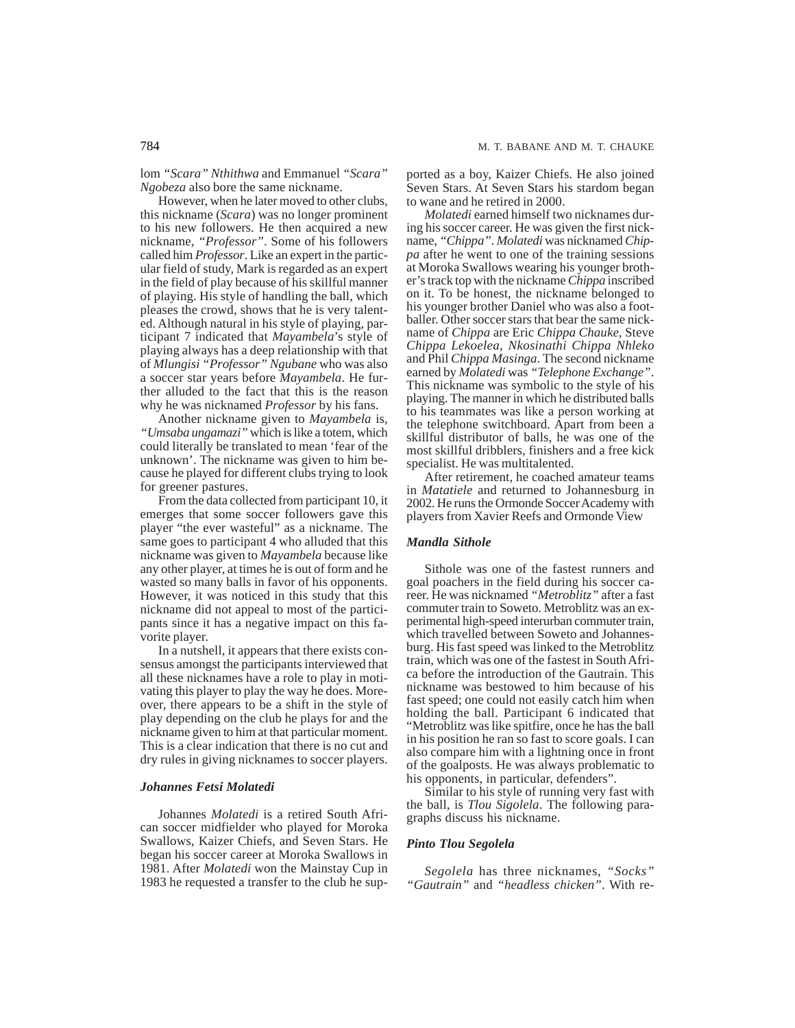lom *"Scara" Nthithwa* and Emmanuel *"Scara" Ngobeza* also bore the same nickname.

However, when he later moved to other clubs, this nickname (*Scara*) was no longer prominent to his new followers. He then acquired a new nickname, *"Professor"*. Some of his followers called him *Professor*. Like an expert in the particular field of study, Mark is regarded as an expert in the field of play because of his skillful manner of playing. His style of handling the ball, which pleases the crowd, shows that he is very talented. Although natural in his style of playing, participant 7 indicated that *Mayambela*'s style of playing always has a deep relationship with that of *Mlungisi "Professor" Ngubane* who was also a soccer star years before *Mayambela*. He further alluded to the fact that this is the reason why he was nicknamed *Professor* by his fans.

Another nickname given to *Mayambela* is, *"Umsaba ungamazi"* which is like a totem, which could literally be translated to mean 'fear of the unknown'. The nickname was given to him because he played for different clubs trying to look for greener pastures.

From the data collected from participant 10, it emerges that some soccer followers gave this player "the ever wasteful" as a nickname. The same goes to participant 4 who alluded that this nickname was given to *Mayambela* because like any other player, at times he is out of form and he wasted so many balls in favor of his opponents. However, it was noticed in this study that this nickname did not appeal to most of the participants since it has a negative impact on this favorite player.

In a nutshell, it appears that there exists consensus amongst the participants interviewed that all these nicknames have a role to play in motivating this player to play the way he does. Moreover, there appears to be a shift in the style of play depending on the club he plays for and the nickname given to him at that particular moment. This is a clear indication that there is no cut and dry rules in giving nicknames to soccer players.

### *Johannes Fetsi Molatedi*

Johannes *Molatedi* is a retired South African soccer midfielder who played for Moroka Swallows, Kaizer Chiefs, and Seven Stars. He began his soccer career at Moroka Swallows in 1981. After *Molatedi* won the Mainstay Cup in 1983 he requested a transfer to the club he supported as a boy, Kaizer Chiefs. He also joined Seven Stars. At Seven Stars his stardom began to wane and he retired in 2000.

*Molatedi* earned himself two nicknames during his soccer career. He was given the first nickname, *"Chippa"*. *Molatedi* was nicknamed *Chippa* after he went to one of the training sessions at Moroka Swallows wearing his younger brother's track top with the nickname *Chippa* inscribed on it. To be honest, the nickname belonged to his younger brother Daniel who was also a footballer. Other soccer stars that bear the same nickname of *Chippa* are Eric *Chippa Chauke*, Steve *Chippa Lekoelea*, *Nkosinathi Chippa Nhleko* and Phil *Chippa Masinga*. The second nickname earned by *Molatedi* was *"Telephone Exchange"*. This nickname was symbolic to the style of his playing. The manner in which he distributed balls to his teammates was like a person working at the telephone switchboard. Apart from been a skillful distributor of balls, he was one of the most skillful dribblers, finishers and a free kick specialist. He was multitalented.

After retirement, he coached amateur teams in *Matatiele* and returned to Johannesburg in 2002. He runs the Ormonde Soccer Academy with players from Xavier Reefs and Ormonde View

### *Mandla Sithole*

Sithole was one of the fastest runners and goal poachers in the field during his soccer career. He was nicknamed *"Metroblitz"* after a fast commuter train to Soweto. Metroblitz was an experimental high-speed interurban commuter train, which travelled between Soweto and Johannesburg. His fast speed was linked to the Metroblitz train, which was one of the fastest in South Africa before the introduction of the Gautrain. This nickname was bestowed to him because of his fast speed; one could not easily catch him when holding the ball. Participant 6 indicated that "Metroblitz was like spitfire, once he has the ball in his position he ran so fast to score goals. I can also compare him with a lightning once in front of the goalposts. He was always problematic to his opponents, in particular, defenders".

Similar to his style of running very fast with the ball, is *Tlou Sigolela*. The following paragraphs discuss his nickname.

### *Pinto Tlou Segolela*

*Segolela* has three nicknames, *"Socks" "Gautrain"* and *"headless chicken"*. With re-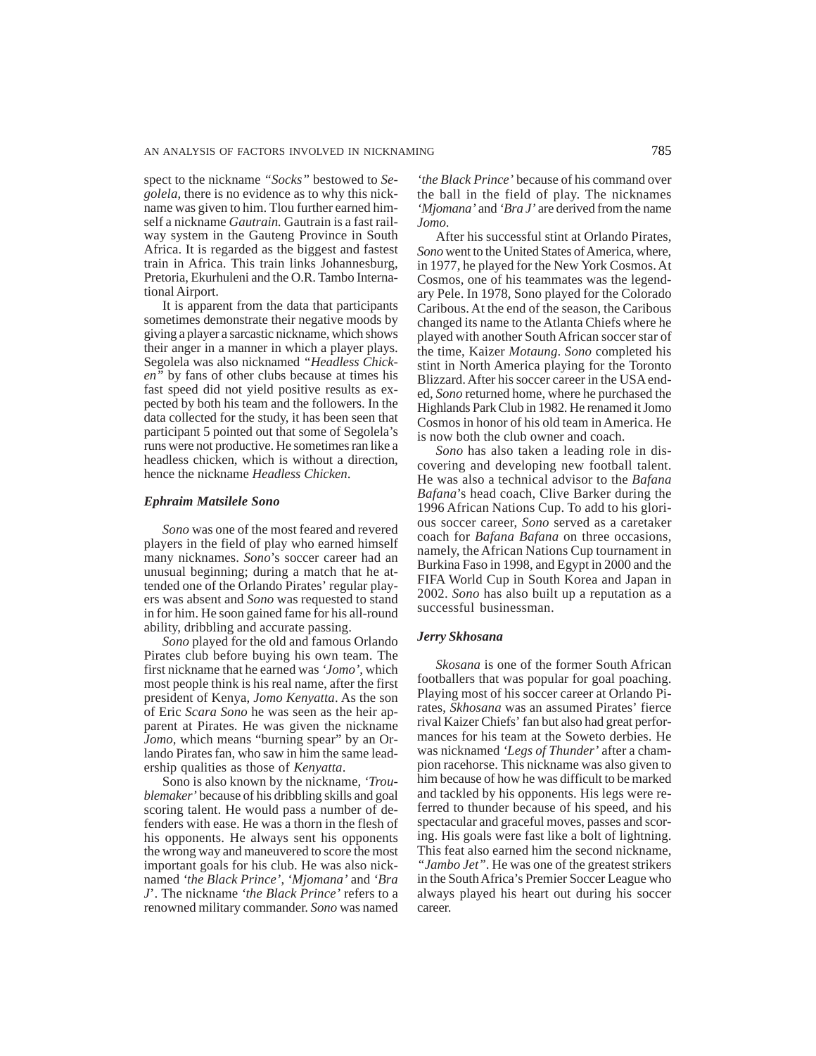spect to the nickname *"Socks"* bestowed to *Segolela*, there is no evidence as to why this nickname was given to him. Tlou further earned himself a nickname *Gautrain.* Gautrain is a fast railway system in the Gauteng Province in South Africa. It is regarded as the biggest and fastest train in Africa. This train links Johannesburg, Pretoria, Ekurhuleni and the O.R. Tambo International Airport.

It is apparent from the data that participants sometimes demonstrate their negative moods by giving a player a sarcastic nickname, which shows their anger in a manner in which a player plays. Segolela was also nicknamed *"Headless Chicken"* by fans of other clubs because at times his fast speed did not yield positive results as expected by both his team and the followers. In the data collected for the study, it has been seen that participant 5 pointed out that some of Segolela's runs were not productive. He sometimes ran like a headless chicken, which is without a direction, hence the nickname *Headless Chicken*.

### *Ephraim Matsilele Sono*

*Sono* was one of the most feared and revered players in the field of play who earned himself many nicknames. *Sono*'s soccer career had an unusual beginning; during a match that he attended one of the Orlando Pirates' regular players was absent and *Sono* was requested to stand in for him. He soon gained fame for his all-round ability, dribbling and accurate passing.

*Sono* played for the old and famous Orlando Pirates club before buying his own team. The first nickname that he earned was *'Jomo'*, which most people think is his real name, after the first president of Kenya, *Jomo Kenyatta*. As the son of Eric *Scara Sono* he was seen as the heir apparent at Pirates. He was given the nickname *Jomo*, which means "burning spear" by an Orlando Pirates fan, who saw in him the same leadership qualities as those of *Kenyatta*.

Sono is also known by the nickname, *'Troublemaker'* because of his dribbling skills and goal scoring talent. He would pass a number of defenders with ease. He was a thorn in the flesh of his opponents. He always sent his opponents the wrong way and maneuvered to score the most important goals for his club. He was also nicknamed *'the Black Prince'*, *'Mjomana'* and *'Bra J'*. The nickname *'the Black Prince'* refers to a renowned military commander. *Sono* was named *'the Black Prince'* because of his command over the ball in the field of play. The nicknames *'Mjomana'* and *'Bra J'* are derived from the name *Jomo.*

After his successful stint at Orlando Pirates, *Sono* went to the United States of America, where, in 1977, he played for the New York Cosmos. At Cosmos, one of his teammates was the legendary Pele. In 1978, Sono played for the Colorado Caribous. At the end of the season, the Caribous changed its name to the Atlanta Chiefs where he played with another South African soccer star of the time, Kaizer *Motaung*. *Sono* completed his stint in North America playing for the Toronto Blizzard. After his soccer career in the USA ended, *Sono* returned home, where he purchased the Highlands Park Club in 1982. He renamed it Jomo Cosmos in honor of his old team in America. He is now both the club owner and coach.

*Sono* has also taken a leading role in discovering and developing new football talent. He was also a technical advisor to the *Bafana Bafana*'s head coach, Clive Barker during the 1996 African Nations Cup. To add to his glorious soccer career, *Sono* served as a caretaker coach for *Bafana Bafana* on three occasions, namely, the African Nations Cup tournament in Burkina Faso in 1998, and Egypt in 2000 and the FIFA World Cup in South Korea and Japan in 2002. *Sono* has also built up a reputation as a successful businessman.

### *Jerry Skhosana*

*Skosana* is one of the former South African footballers that was popular for goal poaching. Playing most of his soccer career at Orlando Pirates, *Skhosana* was an assumed Pirates' fierce rival Kaizer Chiefs' fan but also had great performances for his team at the Soweto derbies. He was nicknamed *'Legs of Thunder'* after a champion racehorse. This nickname was also given to him because of how he was difficult to be marked and tackled by his opponents. His legs were referred to thunder because of his speed, and his spectacular and graceful moves, passes and scoring. His goals were fast like a bolt of lightning. This feat also earned him the second nickname, *"Jambo Jet"*. He was one of the greatest strikers in the South Africa's Premier Soccer League who always played his heart out during his soccer career.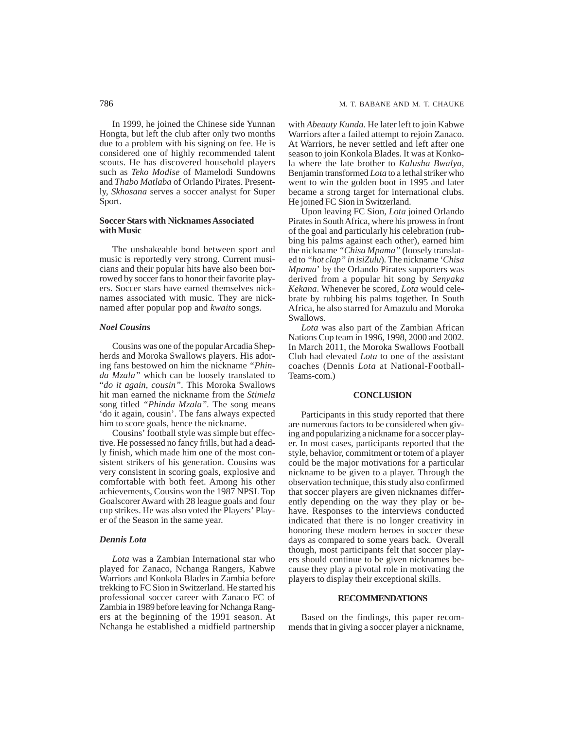In 1999, he joined the Chinese side Yunnan Hongta, but left the club after only two months due to a problem with his signing on fee. He is considered one of highly recommended talent scouts. He has discovered household players such as *Teko Modise* of Mamelodi Sundowns and *Thabo Matlaba* of Orlando Pirates. Presently, *Skhosana* serves a soccer analyst for Super Sport.

**Soccer Stars with Nicknames Associated with Music**

The unshakeable bond between sport and music is reportedly very strong. Current musicians and their popular hits have also been borrowed by soccer fans to honor their favorite players. Soccer stars have earned themselves nicknames associated with music. They are nicknamed after popular pop and *kwaito* songs.

***Noel Cousins***

Cousins was one of the popular Arcadia Shepherds and Moroka Swallows players. His adoring fans bestowed on him the nickname *"Phinda Mzala"* which can be loosely translated to "*do it again, cousin"*. This Moroka Swallows hit man earned the nickname from the *Stimela* song titled *"Phinda Mzala"*. The song means 'do it again, cousin'. The fans always expected him to score goals, hence the nickname.

Cousins' football style was simple but effective. He possessed no fancy frills, but had a deadly finish, which made him one of the most consistent strikers of his generation. Cousins was very consistent in scoring goals, explosive and comfortable with both feet. Among his other achievements, Cousins won the 1987 NPSL Top Goalscorer Award with 28 league goals and four cup strikes. He was also voted the Players' Player of the Season in the same year.

***Dennis Lota***

*Lota* was a Zambian International star who played for Zanaco, Nchanga Rangers, Kabwe Warriors and Konkola Blades in Zambia before trekking to FC Sion in Switzerland. He started his professional soccer career with Zanaco FC of Zambia in 1989 before leaving for Nchanga Rangers at the beginning of the 1991 season. At Nchanga he established a midfield partnership with *Abeauty Kunda*. He later left to join Kabwe Warriors after a failed attempt to rejoin Zanaco. At Warriors, he never settled and left after one season to join Konkola Blades. It was at Konkola where the late brother to *Kalusha Bwalya*, Benjamin transformed *Lota* to a lethal striker who went to win the golden boot in 1995 and later became a strong target for international clubs. He joined FC Sion in Switzerland.

Upon leaving FC Sion, *Lota* joined Orlando Pirates in South Africa, where his prowess in front of the goal and particularly his celebration (rubbing his palms against each other), earned him the nickname *"Chisa Mpama"* (loosely translated to *"hot clap" in isiZulu*). The nickname '*Chisa Mpama*' by the Orlando Pirates supporters was derived from a popular hit song by *Senyaka Kekana*. Whenever he scored, *Lota* would celebrate by rubbing his palms together. In South Africa, he also starred for Amazulu and Moroka Swallows.

*Lota* was also part of the Zambian African Nations Cup team in 1996, 1998, 2000 and 2002. In March 2011, the Moroka Swallows Football Club had elevated *Lota* to one of the assistant coaches (Dennis *Lota* at National-Football-Teams-com.)

## CONCLUSION

Participants in this study reported that there are numerous factors to be considered when giving and popularizing a nickname for a soccer player. In most cases, participants reported that the style, behavior, commitment or totem of a player could be the major motivations for a particular nickname to be given to a player. Through the observation technique, this study also confirmed that soccer players are given nicknames differently depending on the way they play or behave. Responses to the interviews conducted indicated that there is no longer creativity in honoring these modern heroes in soccer these days as compared to some years back. Overall though, most participants felt that soccer players should continue to be given nicknames because they play a pivotal role in motivating the players to display their exceptional skills.

## RECOMMENDATIONS

Based on the findings, this paper recommends that in giving a soccer player a nickname,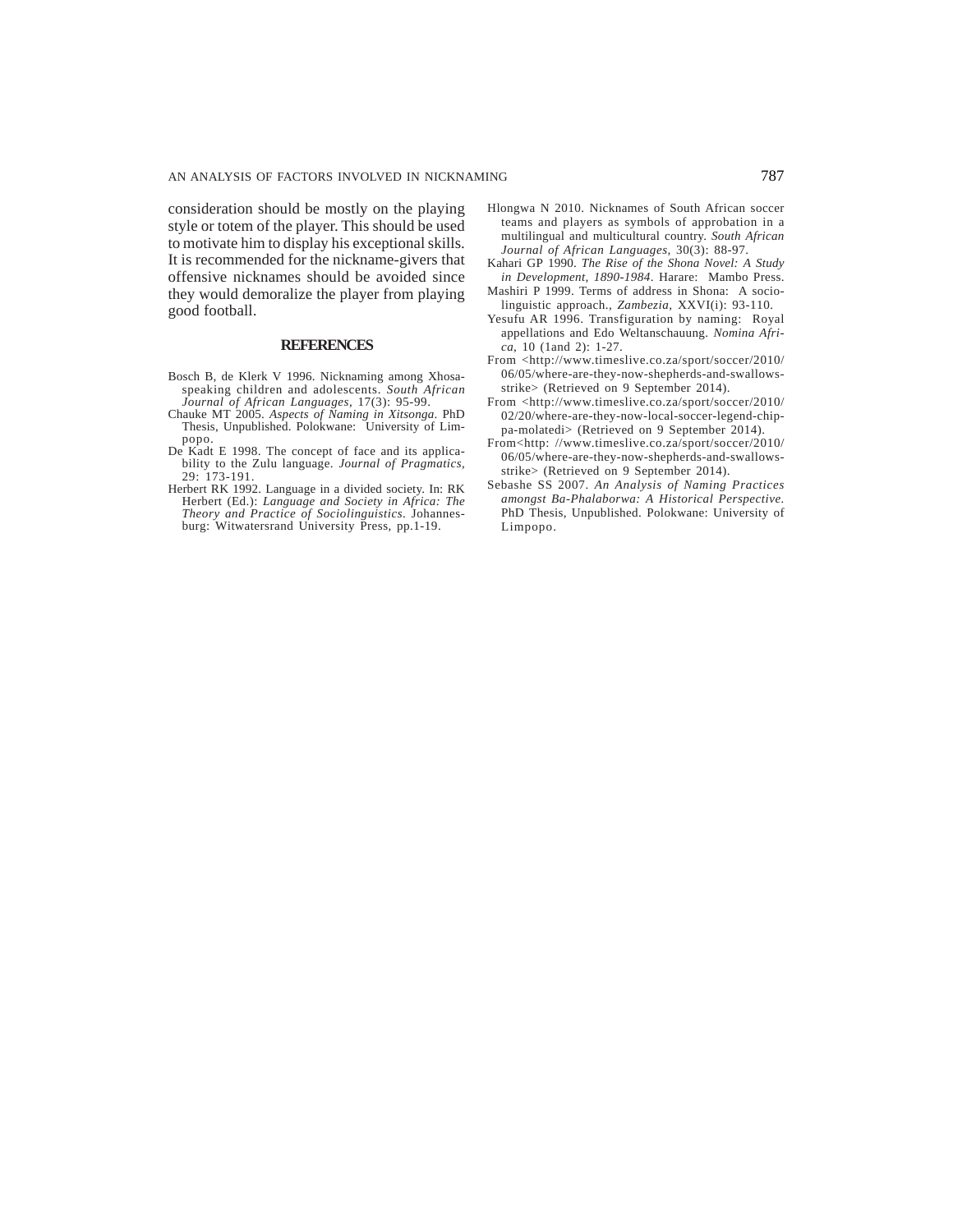consideration should be mostly on the playing style or totem of the player. This should be used to motivate him to display his exceptional skills. It is recommended for the nickname-givers that offensive nicknames should be avoided since they would demoralize the player from playing good football.

## REFERENCES

Bosch B, de Klerk V 1996. Nicknaming among Xhosa-speaking children and adolescents. *South African Journal of African Languages*, 17(3): 95-99.

Chauke MT 2005. *Aspects of Naming in Xitsonga*. PhD Thesis, Unpublished. Polokwane: University of Limpopo.

De Kadt E 1998. The concept of face and its applicability to the Zulu language. *Journal of Pragmatics*, 29: 173-191.

Herbert RK 1992. Language in a divided society. In: RK Herbert (Ed.): *Language and Society in Africa: The Theory and Practice of Sociolinguistics*. Johannesburg: Witwatersrand University Press, pp.1-19.

Hlongwa N 2010. Nicknames of South African soccer teams and players as symbols of approbation in a multilingual and multicultural country. *South African Journal of African Languages*, 30(3): 88-97.

Kahari GP 1990. *The Rise of the Shona Novel: A Study in Development, 1890-1984*. Harare: Mambo Press.

Mashiri P 1999. Terms of address in Shona: A socio-linguistic approach., *Zambezia*, XXVI(i): 93-110.

Yesufu AR 1996. Transfiguration by naming: Royal appellations and Edo Weltanschauung. *Nomina Africa*, 10 (1and 2): 1-27.

From <http://www.timeslive.co.za/sport/soccer/2010/06/05/where-are-they-now-shepherds-and-swallows-strike> (Retrieved on 9 September 2014).

From <http://www.timeslive.co.za/sport/soccer/2010/02/20/where-are-they-now-local-soccer-legend-chippa-molatedi> (Retrieved on 9 September 2014).

From<http: //www.timeslive.co.za/sport/soccer/2010/06/05/where-are-they-now-shepherds-and-swallows-strike> (Retrieved on 9 September 2014).

Sebashe SS 2007. *An Analysis of Naming Practices amongst Ba-Phalaborwa: A Historical Perspective*. PhD Thesis, Unpublished. Polokwane: University of Limpopo.